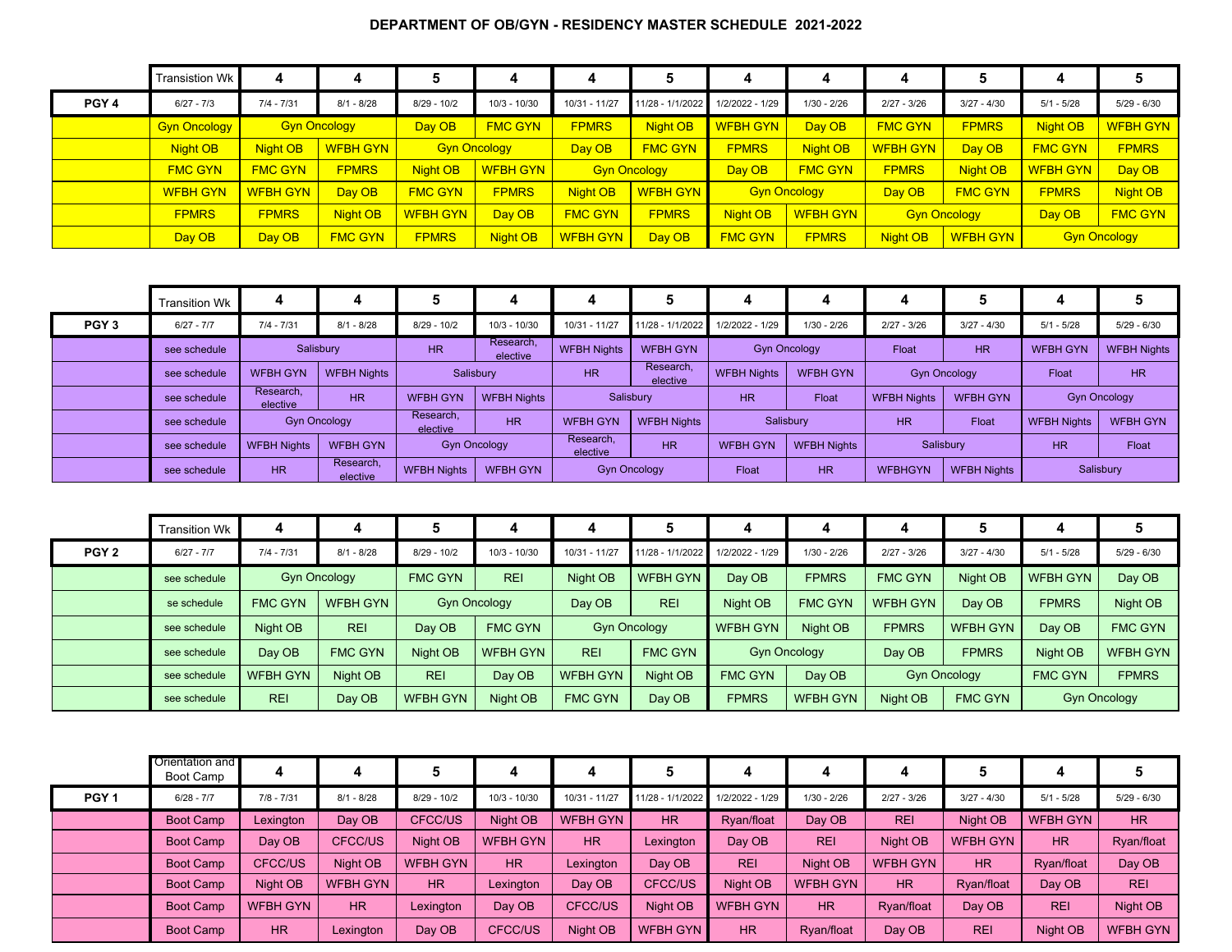# DEPARTMENT OF OB/GYN - RESIDENCY MASTER SCHEDULE 2021-2022

| | Transition Wk | 4 | 4 | 5 | 4 | 4 | 5 | 4 | 4 | 4 | 5 | 4 | 5 |
|---|---|---|---|---|---|---|---|---|---|---|---|---|---|
| **PGY 4** | 6/27 - 7/3 | 7/4 - 7/31 | 8/1 - 8/28 | 8/29 - 10/2 | 10/3 - 10/30 | 10/31 - 11/27 | 11/28 - 1/1/2022 | 1/2/2022 - 1/29 | 1/30 - 2/26 | 2/27 - 3/26 | 3/27 - 4/30 | 5/1 - 5/28 | 5/29 - 6/30 |
| | Gyn Oncology | Gyn Oncology | | Day OB | FMC GYN | FPMRS | Night OB | WFBH GYN | Day OB | FMC GYN | FPMRS | Night OB | WFBH GYN |
| | Night OB | Night OB | WFBH GYN | Gyn Oncology | | Day OB | FMC GYN | FPMRS | Night OB | WFBH GYN | Day OB | FMC GYN | FPMRS |
| | FMC GYN | FMC GYN | FPMRS | Night OB | WFBH GYN | Gyn Oncology | | Day OB | FMC GYN | FPMRS | Night OB | WFBH GYN | Day OB |
| | WFBH GYN | WFBH GYN | Day OB | FMC GYN | FPMRS | Night OB | WFBH GYN | Gyn Oncology | | Day OB | FMC GYN | FPMRS | Night OB |
| | FPMRS | FPMRS | Night OB | WFBH GYN | Day OB | FMC GYN | FPMRS | Night OB | WFBH GYN | Gyn Oncology | | Day OB | FMC GYN |
| | Day OB | Day OB | FMC GYN | FPMRS | Night OB | WFBH GYN | Day OB | FMC GYN | FPMRS | Night OB | WFBH GYN | Gyn Oncology | |

| | Transition Wk | 4 | 4 | 5 | 4 | 4 | 5 | 4 | 4 | 4 | 5 | 4 | 5 |
|---|---|---|---|---|---|---|---|---|---|---|---|---|---|
| **PGY 3** | 6/27 - 7/7 | 7/4 - 7/31 | 8/1 - 8/28 | 8/29 - 10/2 | 10/3 - 10/30 | 10/31 - 11/27 | 11/28 - 1/1/2022 | 1/2/2022 - 1/29 | 1/30 - 2/26 | 2/27 - 3/26 | 3/27 - 4/30 | 5/1 - 5/28 | 5/29 - 6/30 |
| | see schedule | Salisbury | | HR | Research, elective | WFBH Nights | WFBH GYN | Gyn Oncology | | Float | HR | WFBH GYN | WFBH Nights |
| | see schedule | WFBH GYN | WFBH Nights | Salisbury | | HR | Research, elective | WFBH Nights | WFBH GYN | Gyn Oncology | | Float | HR |
| | see schedule | Research, elective | HR | WFBH GYN | WFBH Nights | Salisbury | | HR | Float | WFBH Nights | WFBH GYN | Gyn Oncology | |
| | see schedule | Gyn Oncology | | Research, elective | HR | WFBH GYN | WFBH Nights | Salisbury | | HR | Float | WFBH Nights | WFBH GYN |
| | see schedule | WFBH Nights | WFBH GYN | Gyn Oncology | | Research, elective | HR | WFBH GYN | WFBH Nights | Salisbury | | HR | Float |
| | see schedule | HR | Research, elective | WFBH Nights | WFBH GYN | Gyn Oncology | | Float | HR | WFBHGYN | WFBH Nights | Salisbury | |

| | Transition Wk | 4 | 4 | 5 | 4 | 4 | 5 | 4 | 4 | 4 | 5 | 4 | 5 |
|---|---|---|---|---|---|---|---|---|---|---|---|---|---|
| **PGY 2** | 6/27 - 7/7 | 7/4 - 7/31 | 8/1 - 8/28 | 8/29 - 10/2 | 10/3 - 10/30 | 10/31 - 11/27 | 11/28 - 1/1/2022 | 1/2/2022 - 1/29 | 1/30 - 2/26 | 2/27 - 3/26 | 3/27 - 4/30 | 5/1 - 5/28 | 5/29 - 6/30 |
| | see schedule | Gyn Oncology | | FMC GYN | REI | Night OB | WFBH GYN | Day OB | FPMRS | FMC GYN | Night OB | WFBH GYN | Day OB |
| | se schedule | FMC GYN | WFBH GYN | Gyn Oncology | | Day OB | REI | Night OB | FMC GYN | WFBH GYN | Day OB | FPMRS | Night OB |
| | see schedule | Night OB | REI | Day OB | FMC GYN | Gyn Oncology | | WFBH GYN | Night OB | FPMRS | WFBH GYN | Day OB | FMC GYN |
| | see schedule | Day OB | FMC GYN | Night OB | WFBH GYN | REI | FMC GYN | Gyn Oncology | | Day OB | FPMRS | Night OB | WFBH GYN |
| | see schedule | WFBH GYN | Night OB | REI | Day OB | WFBH GYN | Night OB | FMC GYN | Day OB | Gyn Oncology | | FMC GYN | FPMRS |
| | see schedule | REI | Day OB | WFBH GYN | Night OB | FMC GYN | Day OB | FPMRS | WFBH GYN | Night OB | FMC GYN | Gyn Oncology | |

| | Orientation and Boot Camp | 4 | 4 | 5 | 4 | 4 | 5 | 4 | 4 | 4 | 5 | 4 | 5 |
|---|---|---|---|---|---|---|---|---|---|---|---|---|---|
| **PGY 1** | 6/28 - 7/7 | 7/8 - 7/31 | 8/1 - 8/28 | 8/29 - 10/2 | 10/3 - 10/30 | 10/31 - 11/27 | 11/28 - 1/1/2022 | 1/2/2022 - 1/29 | 1/30 - 2/26 | 2/27 - 3/26 | 3/27 - 4/30 | 5/1 - 5/28 | 5/29 - 6/30 |
| | Boot Camp | Lexington | Day OB | CFCC/US | Night OB | WFBH GYN | HR | Ryan/float | Day OB | REI | Night OB | WFBH GYN | HR |
| | Boot Camp | Day OB | CFCC/US | Night OB | WFBH GYN | HR | Lexington | Day OB | REI | Night OB | WFBH GYN | HR | Ryan/float |
| | Boot Camp | CFCC/US | Night OB | WFBH GYN | HR | Lexington | Day OB | REI | Night OB | WFBH GYN | HR | Ryan/float | Day OB |
| | Boot Camp | Night OB | WFBH GYN | HR | Lexington | Day OB | CFCC/US | Night OB | WFBH GYN | HR | Ryan/float | Day OB | REI |
| | Boot Camp | WFBH GYN | HR | Lexington | Day OB | CFCC/US | Night OB | WFBH GYN | HR | Ryan/float | Day OB | REI | Night OB |
| | Boot Camp | HR | Lexington | Day OB | CFCC/US | Night OB | WFBH GYN | HR | Ryan/float | Day OB | REI | Night OB | WFBH GYN |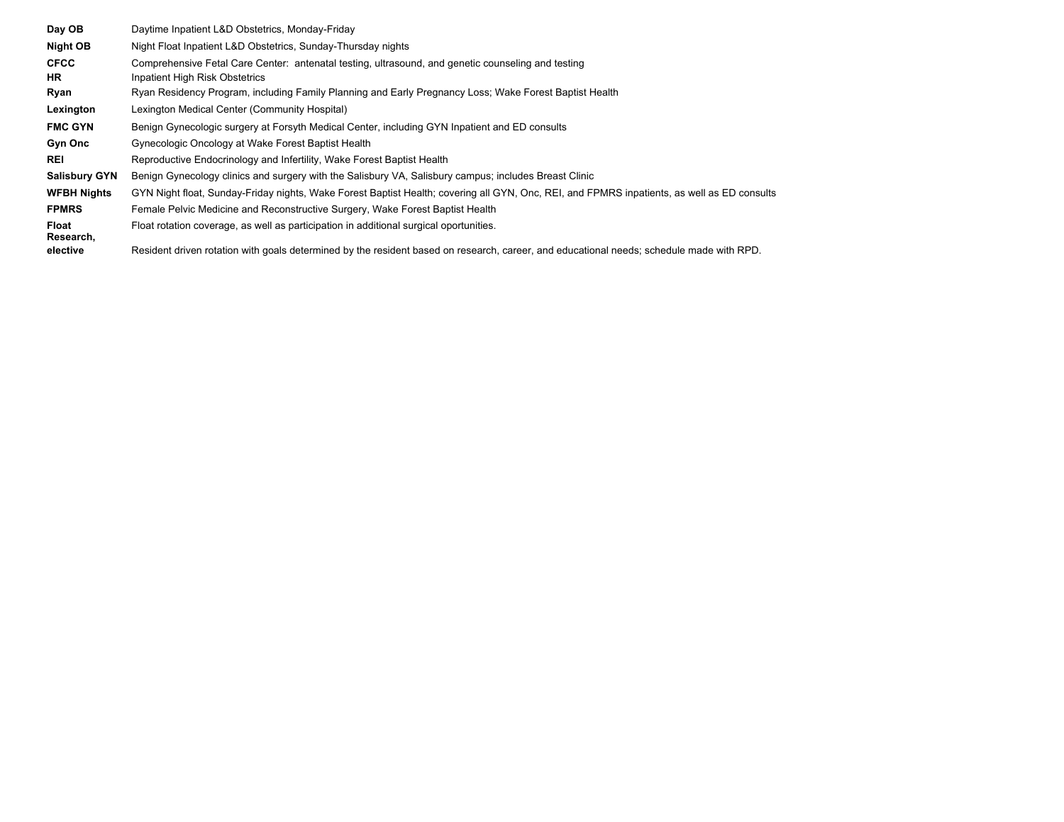| | |
|---|---|
| **Day OB** | Daytime Inpatient L&D Obstetrics, Monday-Friday |
| **Night OB** | Night Float Inpatient L&D Obstetrics, Sunday-Thursday nights |
| **CFCC** | Comprehensive Fetal Care Center: antenatal testing, ultrasound, and genetic counseling and testing |
| **HR** | Inpatient High Risk Obstetrics |
| **Ryan** | Ryan Residency Program, including Family Planning and Early Pregnancy Loss; Wake Forest Baptist Health |
| **Lexington** | Lexington Medical Center (Community Hospital) |
| **FMC GYN** | Benign Gynecologic surgery at Forsyth Medical Center, including GYN Inpatient and ED consults |
| **Gyn Onc** | Gynecologic Oncology at Wake Forest Baptist Health |
| **REI** | Reproductive Endocrinology and Infertility, Wake Forest Baptist Health |
| **Salisbury GYN** | Benign Gynecology clinics and surgery with the Salisbury VA, Salisbury campus; includes Breast Clinic |
| **WFBH Nights** | GYN Night float, Sunday-Friday nights, Wake Forest Baptist Health; covering all GYN, Onc, REI, and FPMRS inpatients, as well as ED consults |
| **FPMRS** | Female Pelvic Medicine and Reconstructive Surgery, Wake Forest Baptist Health |
| **Float** | Float rotation coverage, as well as participation in additional surgical oportunities. |
| **Research, elective** | Resident driven rotation with goals determined by the resident based on research, career, and educational needs; schedule made with RPD. |